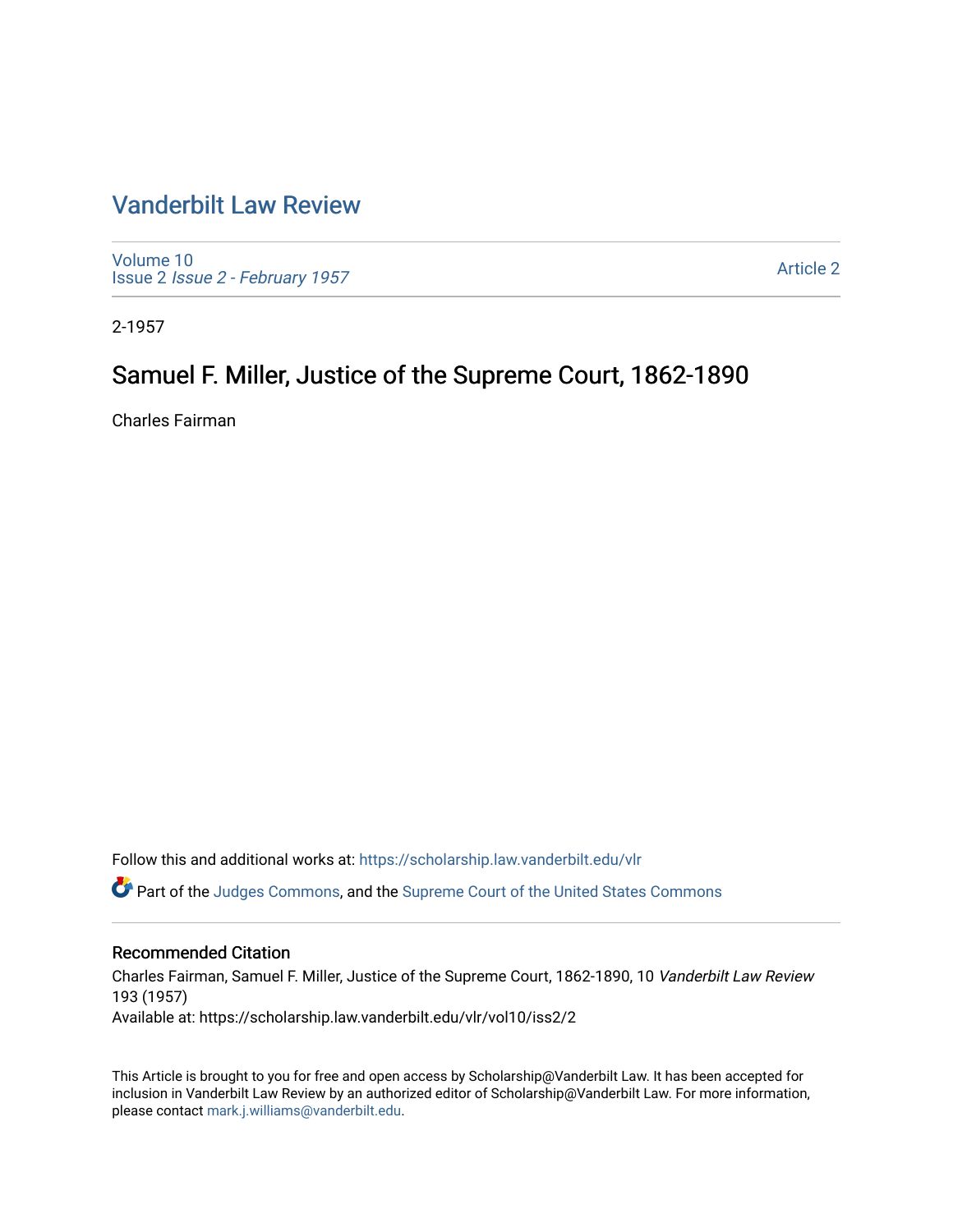# Vanderbilt Law Review

Volume 10
Issue 2 *Issue 2 - February 1957*

Article 2

2-1957

## Samuel F. Miller, Justice of the Supreme Court, 1862-1890

Charles Fairman

Follow this and additional works at: https://scholarship.law.vanderbilt.edu/vlr

Part of the Judges Commons, and the Supreme Court of the United States Commons

### Recommended Citation

Charles Fairman, Samuel F. Miller, Justice of the Supreme Court, 1862-1890, 10 *Vanderbilt Law Review* 193 (1957)
Available at: https://scholarship.law.vanderbilt.edu/vlr/vol10/iss2/2

This Article is brought to you for free and open access by Scholarship@Vanderbilt Law. It has been accepted for inclusion in Vanderbilt Law Review by an authorized editor of Scholarship@Vanderbilt Law. For more information, please contact mark.j.williams@vanderbilt.edu.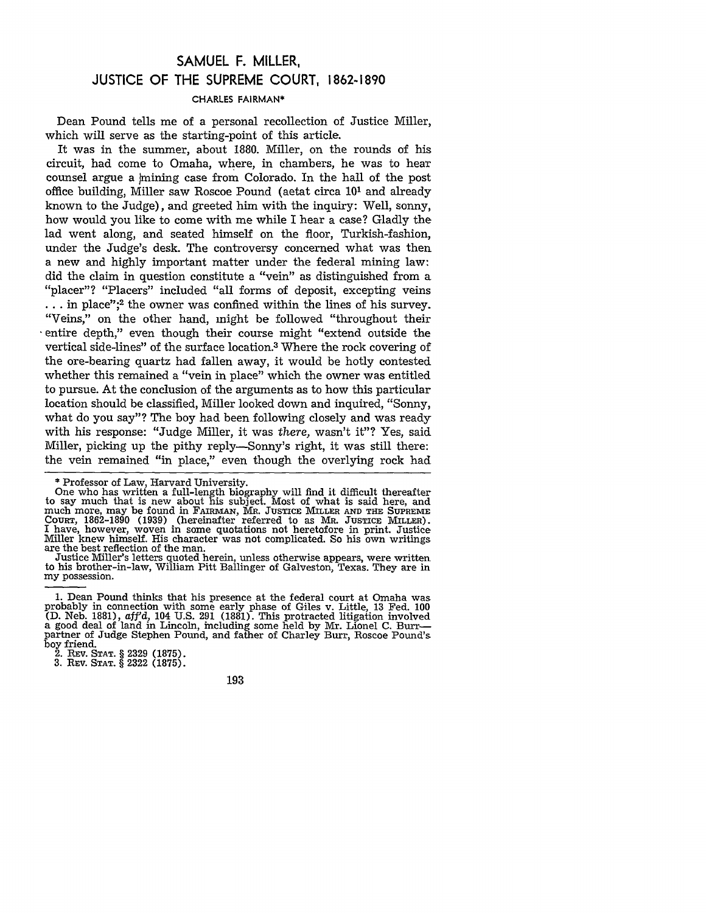# SAMUEL F. MILLER, JUSTICE OF THE SUPREME COURT, 1862-1890

CHARLES FAIRMAN*

Dean Pound tells me of a personal recollection of Justice Miller, which will serve as the starting-point of this article.

It was in the summer, about 1880. Miller, on the rounds of his circuit, had come to Omaha, where, in chambers, he was to hear counsel argue a mining case from Colorado. In the hall of the post office building, Miller saw Roscoe Pound (aetat circa 10[1] and already known to the Judge), and greeted him with the inquiry: Well, sonny, how would you like to come with me while I hear a case? Gladly the lad went along, and seated himself on the floor, Turkish-fashion, under the Judge's desk. The controversy concerned what was then a new and highly important matter under the federal mining law: did the claim in question constitute a "vein" as distinguished from a "placer"? "Placers" included "all forms of deposit, excepting veins . . . in place";[2] the owner was confined within the lines of his survey. "Veins," on the other hand, might be followed "throughout their entire depth," even though their course might "extend outside the vertical side-lines" of the surface location.[3] Where the rock covering of the ore-bearing quartz had fallen away, it would be hotly contested whether this remained a "vein in place" which the owner was entitled to pursue. At the conclusion of the arguments as to how this particular location should be classified, Miller looked down and inquired, "Sonny, what do you say"? The boy had been following closely and was ready with his response: "Judge Miller, it was *there*, wasn't it"? Yes, said Miller, picking up the pithy reply—Sonny's right, it was still there: the vein remained "in place," even though the overlying rock had

---

\* Professor of Law, Harvard University.

One who has written a full-length biography will find it difficult thereafter to say much that is new about his subject. Most of what is said here, and much more, may be found in FAIRMAN, MR. JUSTICE MILLER AND THE SUPREME COURT, 1862-1890 (1939) (hereinafter referred to as MR. JUSTICE MILLER). I have, however, woven in some quotations not heretofore in print. Justice Miller knew himself. His character was not complicated. So his own writings are the best reflection of the man.

Justice Miller's letters quoted herein, unless otherwise appears, were written to his brother-in-law, William Pitt Ballinger of Galveston, Texas. They are in my possession.

1. Dean Pound thinks that his presence at the federal court at Omaha was probably in connection with some early phase of Giles v. Little, 13 Fed. 100 (D. Neb. 1881), *aff'd*, 104 U.S. 291 (1881). This protracted litigation involved a good deal of land in Lincoln, including some held by Mr. Lionel C. Burr—partner of Judge Stephen Pound, and father of Charley Burr, Roscoe Pound's boy friend.

2. REV. STAT. § 2329 (1875).

3. REV. STAT. § 2322 (1875).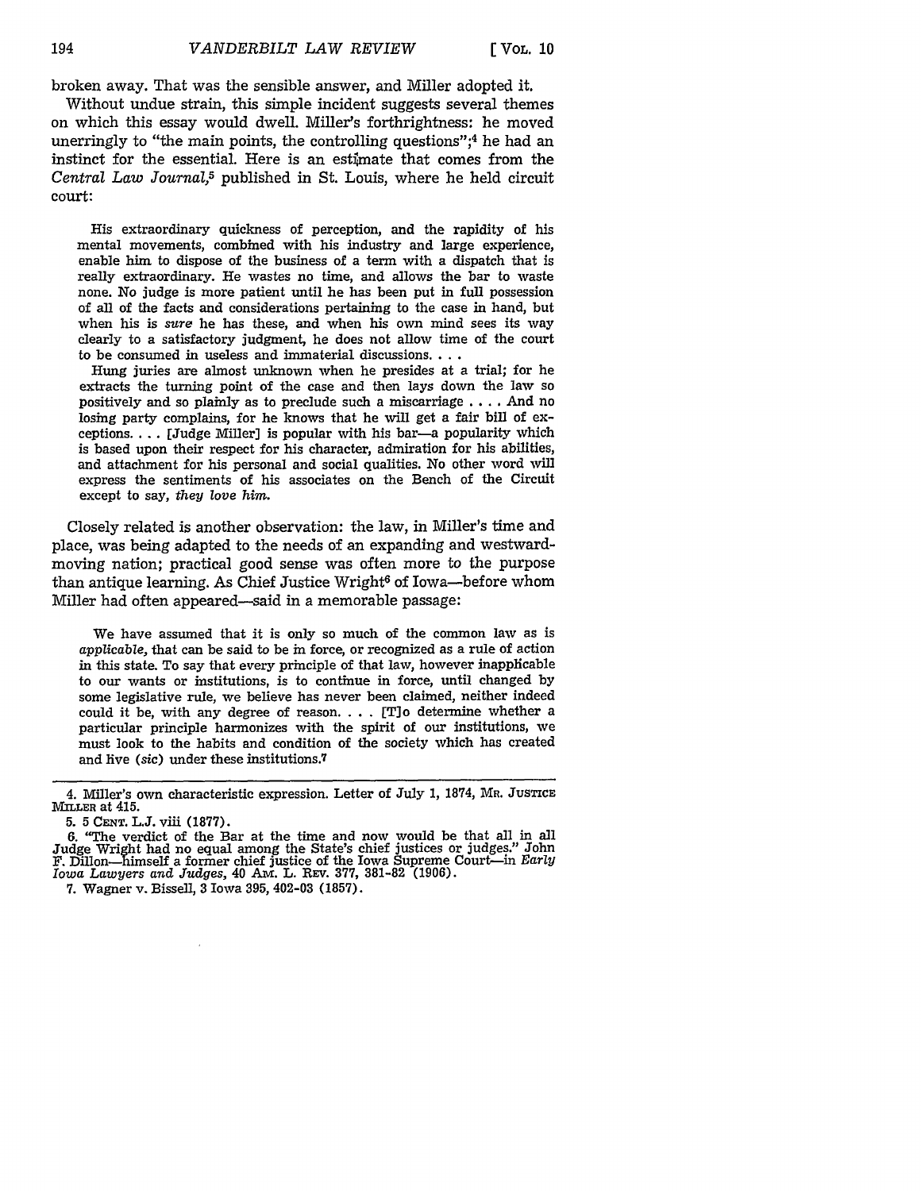broken away. That was the sensible answer, and Miller adopted it.

Without undue strain, this simple incident suggests several themes on which this essay would dwell. Miller's forthrightness: he moved unerringly to "the main points, the controlling questions";[4] he had an instinct for the essential. Here is an estimate that comes from the *Central Law Journal*,[5] published in St. Louis, where he held circuit court:

> His extraordinary quickness of perception, and the rapidity of his mental movements, combined with his industry and large experience, enable him to dispose of the business of a term with a dispatch that is really extraordinary. He wastes no time, and allows the bar to waste none. No judge is more patient until he has been put in full possession of all of the facts and considerations pertaining to the case in hand, but when his is *sure* he has these, and when his own mind sees its way clearly to a satisfactory judgment, he does not allow time of the court to be consumed in useless and immaterial discussions. . . .
>
> Hung juries are almost unknown when he presides at a trial; for he extracts the turning point of the case and then lays down the law so positively and so plainly as to preclude such a miscarriage . . . . And no losing party complains, for he knows that he will get a fair bill of exceptions. . . . [Judge Miller] is popular with his bar—a popularity which is based upon their respect for his character, admiration for his abilities, and attachment for his personal and social qualities. No other word will express the sentiments of his associates on the Bench of the Circuit except to say, *they love him.*

Closely related is another observation: the law, in Miller's time and place, was being adapted to the needs of an expanding and westward-moving nation; practical good sense was often more to the purpose than antique learning. As Chief Justice Wright[6] of Iowa—before whom Miller had often appeared—said in a memorable passage:

> We have assumed that it is only so much of the common law as is *applicable*, that can be said to be in force, or recognized as a rule of action in this state. To say that every principle of that law, however inapplicable to our wants or institutions, is to continue in force, until changed by some legislative rule, we believe has never been claimed, neither indeed could it be, with any degree of reason. . . . [T]o determine whether a particular principle harmonizes with the spirit of our institutions, we must look to the habits and condition of the society which has created and live (*sic*) under these institutions.[7]

---

4. Miller's own characteristic expression. Letter of July 1, 1874, MR. JUSTICE MILLER at 415.

5. 5 CENT. L.J. viii (1877).

6. "The verdict of the Bar at the time and now would be that all in all Judge Wright had no equal among the State's chief justices or judges." John F. Dillon—himself a former chief justice of the Iowa Supreme Court—in *Early Iowa Lawyers and Judges*, 40 AM. L. REV. 377, 381-82 (1906).

7. Wagner v. Bissell, 3 Iowa 395, 402-03 (1857).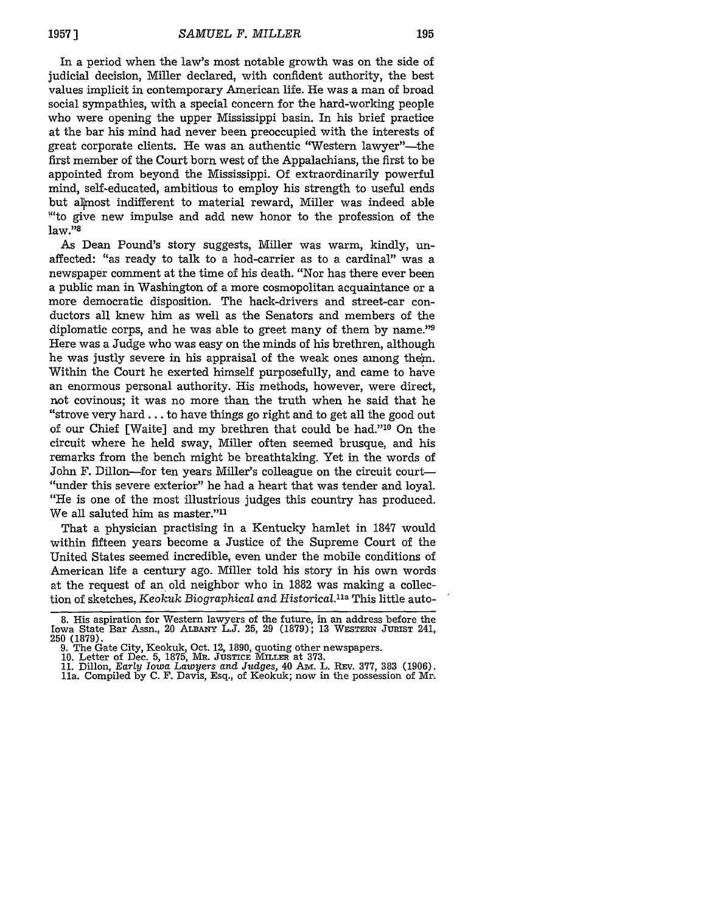In a period when the law's most notable growth was on the side of judicial decision, Miller declared, with confident authority, the best values implicit in contemporary American life. He was a man of broad social sympathies, with a special concern for the hard-working people who were opening the upper Mississippi basin. In his brief practice at the bar his mind had never been preoccupied with the interests of great corporate clients. He was an authentic "Western lawyer"—the first member of the Court born west of the Appalachians, the first to be appointed from beyond the Mississippi. Of extraordinarily powerful mind, self-educated, ambitious to employ his strength to useful ends but almost indifferent to material reward, Miller was indeed able "to give new impulse and add new honor to the profession of the law."[8]

As Dean Pound's story suggests, Miller was warm, kindly, unaffected: "as ready to talk to a hod-carrier as to a cardinal" was a newspaper comment at the time of his death. "Nor has there ever been a public man in Washington of a more cosmopolitan acquaintance or a more democratic disposition. The hack-drivers and street-car conductors all knew him as well as the Senators and members of the diplomatic corps, and he was able to greet many of them by name."[9] Here was a Judge who was easy on the minds of his brethren, although he was justly severe in his appraisal of the weak ones among them. Within the Court he exerted himself purposefully, and came to have an enormous personal authority. His methods, however, were direct, not covinous; it was no more than the truth when he said that he "strove very hard . . . to have things go right and to get all the good out of our Chief [Waite] and my brethren that could be had."[10] On the circuit where he held sway, Miller often seemed brusque, and his remarks from the bench might be breathtaking. Yet in the words of John F. Dillon—for ten years Miller's colleague on the circuit court—"under this severe exterior" he had a heart that was tender and loyal. "He is one of the most illustrious judges this country has produced. We all saluted him as master."[11]

That a physician practising in a Kentucky hamlet in 1847 would within fifteen years become a Justice of the Supreme Court of the United States seemed incredible, even under the mobile conditions of American life a century ago. Miller told his story in his own words at the request of an old neighbor who in 1882 was making a collection of sketches, *Keokuk Biographical and Historical*.[11a] This little auto-

---

8. His aspiration for Western lawyers of the future, in an address before the Iowa State Bar Assn., 20 ALBANY L.J. 25, 29 (1879); 13 WESTERN JURIST 241, 250 (1879).

9. The Gate City, Keokuk, Oct. 12, 1890, quoting other newspapers.

10. Letter of Dec. 5, 1875, MR. JUSTICE MILLER at 373.

11. Dillon, *Early Iowa Lawyers and Judges*, 40 AM. L. REV. 377, 383 (1906).

11a. Compiled by C. F. Davis, Esq., of Keokuk; now in the possession of Mr.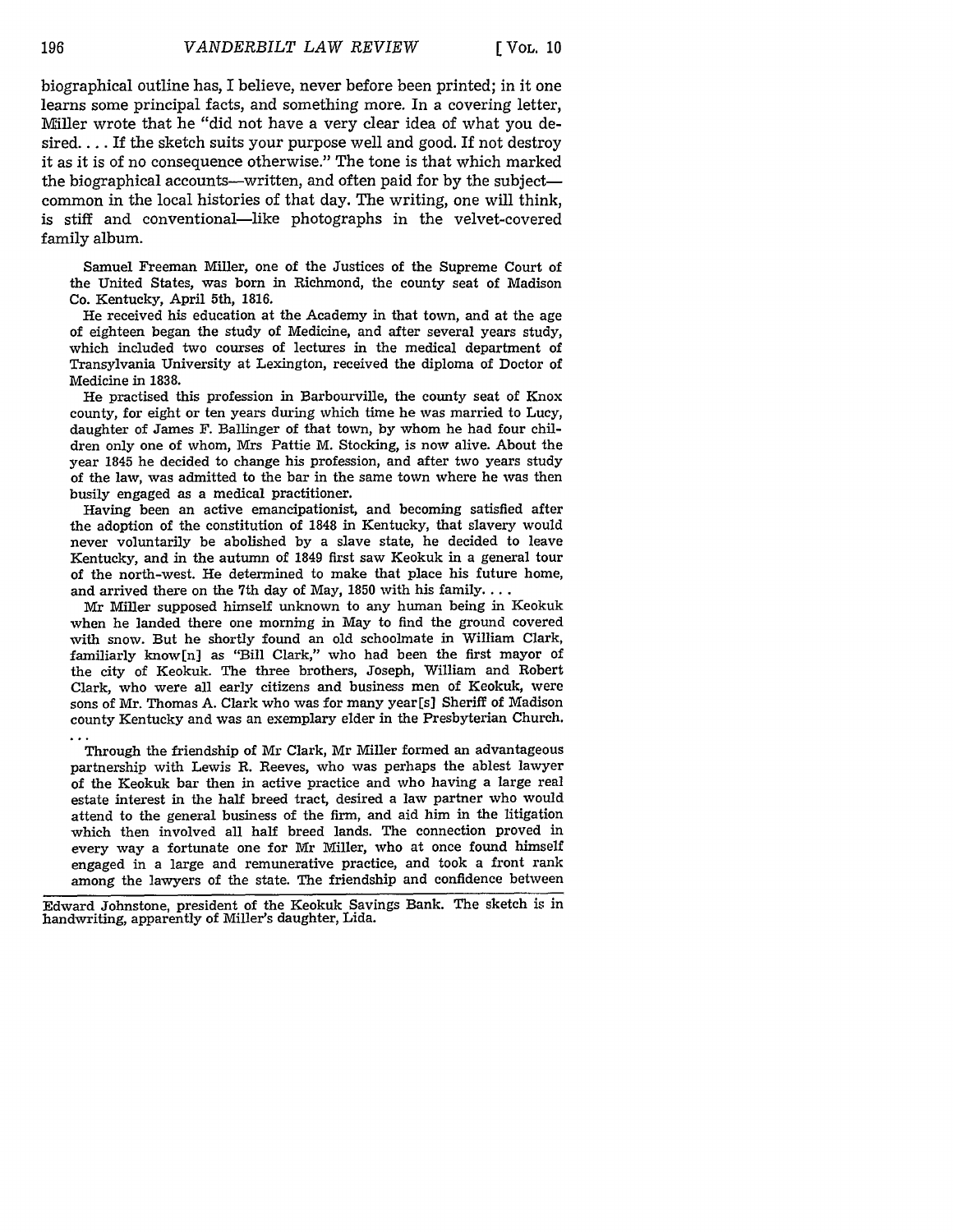biographical outline has, I believe, never before been printed; in it one learns some principal facts, and something more. In a covering letter, Miller wrote that he "did not have a very clear idea of what you desired. . . . If the sketch suits your purpose well and good. If not destroy it as it is of no consequence otherwise." The tone is that which marked the biographical accounts—written, and often paid for by the subject—common in the local histories of that day. The writing, one will think, is stiff and conventional—like photographs in the velvet-covered family album.

> Samuel Freeman Miller, one of the Justices of the Supreme Court of the United States, was born in Richmond, the county seat of Madison Co. Kentucky, April 5th, 1816.
>
> He received his education at the Academy in that town, and at the age of eighteen began the study of Medicine, and after several years study, which included two courses of lectures in the medical department of Transylvania University at Lexington, received the diploma of Doctor of Medicine in 1838.
>
> He practised this profession in Barbourville, the county seat of Knox county, for eight or ten years during which time he was married to Lucy, daughter of James F. Ballinger of that town, by whom he had four children only one of whom, Mrs Pattie M. Stocking, is now alive. About the year 1845 he decided to change his profession, and after two years study of the law, was admitted to the bar in the same town where he was then busily engaged as a medical practitioner.
>
> Having been an active emancipationist, and becoming satisfied after the adoption of the constitution of 1848 in Kentucky, that slavery would never voluntarily be abolished by a slave state, he decided to leave Kentucky, and in the autumn of 1849 first saw Keokuk in a general tour of the north-west. He determined to make that place his future home, and arrived there on the 7th day of May, 1850 with his family. . . .
>
> Mr Miller supposed himself unknown to any human being in Keokuk when he landed there one morning in May to find the ground covered with snow. But he shortly found an old schoolmate in William Clark, familiarly know[n] as "Bill Clark," who had been the first mayor of the city of Keokuk. The three brothers, Joseph, William and Robert Clark, who were all early citizens and business men of Keokuk, were sons of Mr. Thomas A. Clark who was for many year[s] Sheriff of Madison county Kentucky and was an exemplary elder in the Presbyterian Church. . . .
>
> Through the friendship of Mr Clark, Mr Miller formed an advantageous partnership with Lewis R. Reeves, who was perhaps the ablest lawyer of the Keokuk bar then in active practice and who having a large real estate interest in the half breed tract, desired a law partner who would attend to the general business of the firm, and aid him in the litigation which then involved all half breed lands. The connection proved in every way a fortunate one for Mr Miller, who at once found himself engaged in a large and remunerative practice, and took a front rank among the lawyers of the state. The friendship and confidence between

Edward Johnstone, president of the Keokuk Savings Bank. The sketch is in handwriting, apparently of Miller's daughter, Lida.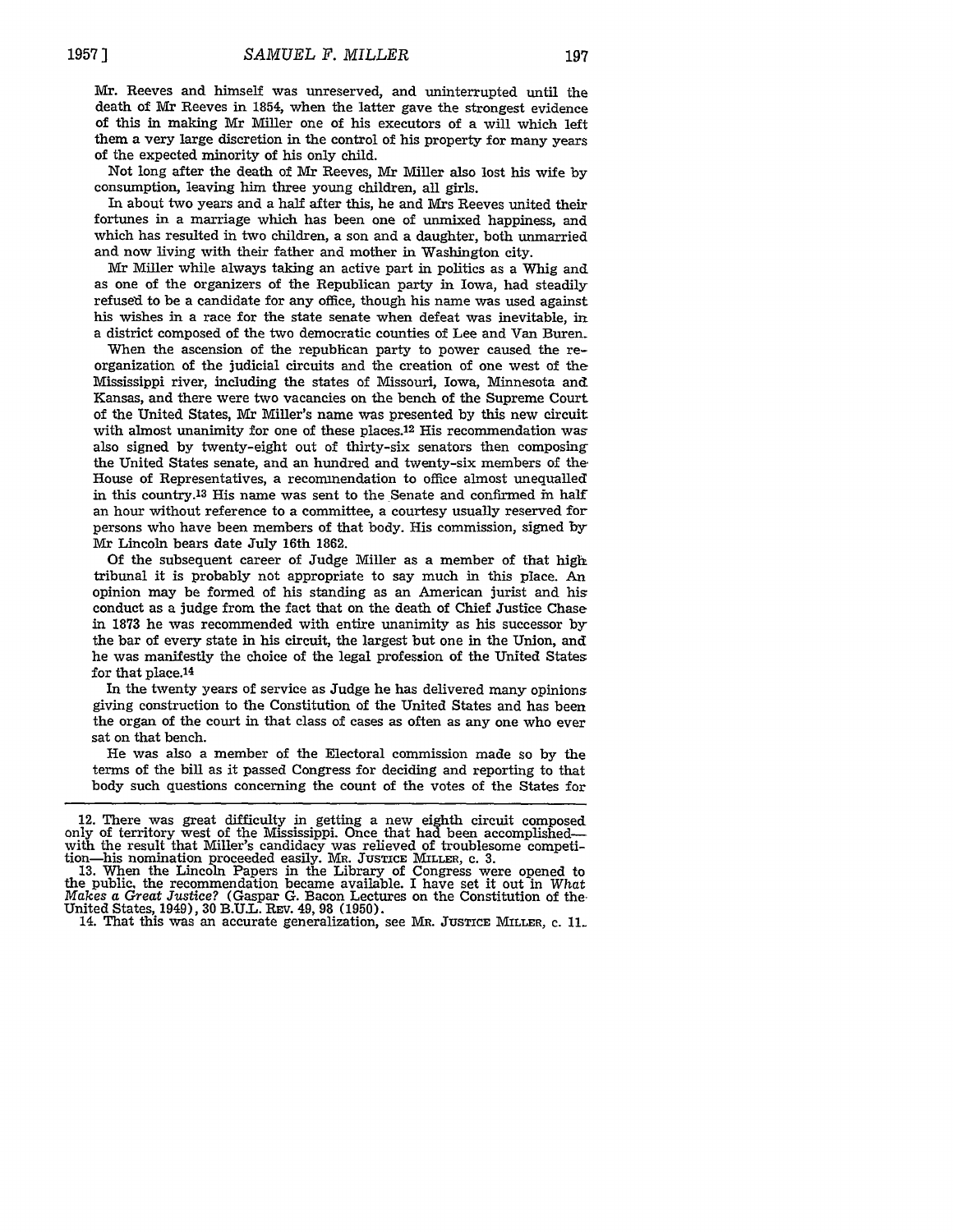Mr. Reeves and himself was unreserved, and uninterrupted until the death of Mr Reeves in 1854, when the latter gave the strongest evidence of this in making Mr Miller one of his executors of a will which left them a very large discretion in the control of his property for many years of the expected minority of his only child.

Not long after the death of Mr Reeves, Mr Miller also lost his wife by consumption, leaving him three young children, all girls.

In about two years and a half after this, he and Mrs Reeves united their fortunes in a marriage which has been one of unmixed happiness, and which has resulted in two children, a son and a daughter, both unmarried and now living with their father and mother in Washington city.

Mr Miller while always taking an active part in politics as a Whig and as one of the organizers of the Republican party in Iowa, had steadily refused to be a candidate for any office, though his name was used against his wishes in a race for the state senate when defeat was inevitable, in a district composed of the two democratic counties of Lee and Van Buren.

When the ascension of the republican party to power caused the re-organization of the judicial circuits and the creation of one west of the Mississippi river, including the states of Missouri, Iowa, Minnesota and Kansas, and there were two vacancies on the bench of the Supreme Court of the United States, Mr Miller's name was presented by this new circuit with almost unanimity for one of these places.[12] His recommendation was also signed by twenty-eight out of thirty-six senators then composing the United States senate, and an hundred and twenty-six members of the House of Representatives, a recommendation to office almost unequalled in this country.[13] His name was sent to the Senate and confirmed in half an hour without reference to a committee, a courtesy usually reserved for persons who have been members of that body. His commission, signed by Mr Lincoln bears date July 16th 1862.

Of the subsequent career of Judge Miller as a member of that high tribunal it is probably not appropriate to say much in this place. An opinion may be formed of his standing as an American jurist and his conduct as a judge from the fact that on the death of Chief Justice Chase in 1873 he was recommended with entire unanimity as his successor by the bar of every state in his circuit, the largest but one in the Union, and he was manifestly the choice of the legal profession of the United States for that place.[14]

In the twenty years of service as Judge he has delivered many opinions giving construction to the Constitution of the United States and has been the organ of the court in that class of cases as often as any one who ever sat on that bench.

He was also a member of the Electoral commission made so by the terms of the bill as it passed Congress for deciding and reporting to that body such questions concerning the count of the votes of the States for

---

12. There was great difficulty in getting a new eighth circuit composed only of territory west of the Mississippi. Once that had been accomplished—with the result that Miller's candidacy was relieved of troublesome competition—his nomination proceeded easily. MR. JUSTICE MILLER, c. 3.

13. When the Lincoln Papers in the Library of Congress were opened to the public, the recommendation became available. I have set it out in *What Makes a Great Justice?* (Gaspar G. Bacon Lectures on the Constitution of the United States, 1949), 30 B.U.L. REV. 49, 98 (1950).

14. That this was an accurate generalization, see MR. JUSTICE MILLER, c. 11.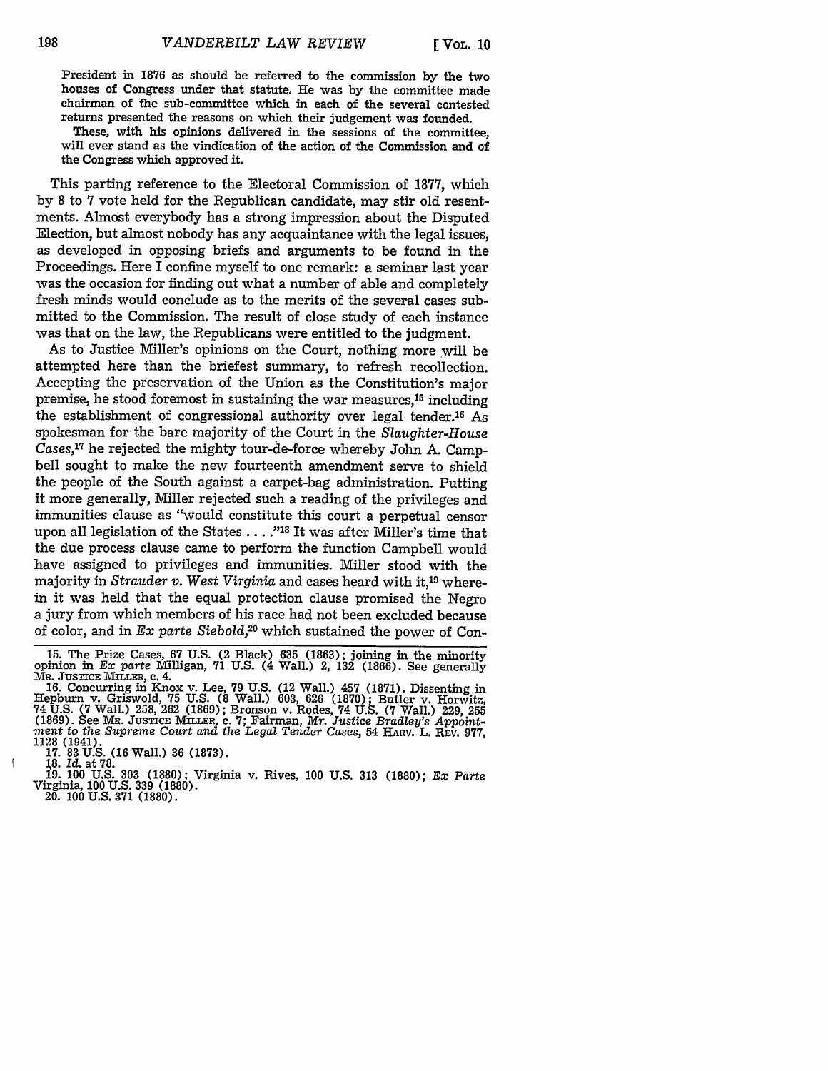President in 1876 as should be referred to the commission by the two houses of Congress under that statute. He was by the committee made chairman of the sub-committee which in each of the several contested returns presented the reasons on which their judgement was founded.

These, with his opinions delivered in the sessions of the committee, will ever stand as the vindication of the action of the Commission and of the Congress which approved it.

This parting reference to the Electoral Commission of 1877, which by 8 to 7 vote held for the Republican candidate, may stir old resentments. Almost everybody has a strong impression about the Disputed Election, but almost nobody has any acquaintance with the legal issues, as developed in opposing briefs and arguments to be found in the Proceedings. Here I confine myself to one remark: a seminar last year was the occasion for finding out what a number of able and completely fresh minds would conclude as to the merits of the several cases submitted to the Commission. The result of close study of each instance was that on the law, the Republicans were entitled to the judgment.

As to Justice Miller's opinions on the Court, nothing more will be attempted here than the briefest summary, to refresh recollection. Accepting the preservation of the Union as the Constitution's major premise, he stood foremost in sustaining the war measures,[15] including the establishment of congressional authority over legal tender.[16] As spokesman for the bare majority of the Court in the *Slaughter-House Cases*,[17] he rejected the mighty tour-de-force whereby John A. Campbell sought to make the new fourteenth amendment serve to shield the people of the South against a carpet-bag administration. Putting it more generally, Miller rejected such a reading of the privileges and immunities clause as "would constitute this court a perpetual censor upon all legislation of the States . . . ."[18] It was after Miller's time that the due process clause came to perform the function Campbell would have assigned to privileges and immunities. Miller stood with the majority in *Strauder v. West Virginia* and cases heard with it,[19] wherein it was held that the equal protection clause promised the Negro a jury from which members of his race had not been excluded because of color, and in *Ex parte Siebold*,[20] which sustained the power of Con-

15. The Prize Cases, 67 U.S. (2 Black) 635 (1863); joining in the minority opinion in *Ex parte* Milligan, 71 U.S. (4 Wall.) 2, 132 (1866). See generally MR. JUSTICE MILLER, c. 4.

16. Concurring in Knox v. Lee, 79 U.S. (12 Wall.) 457 (1871). Dissenting in Hepburn v. Griswold, 75 U.S. (8 Wall.) 603, 626 (1870); Butler v. Horwitz, 74 U.S. (7 Wall.) 258, 262 (1869); Bronson v. Rodes, 74 U.S. (7 Wall.) 229, 255 (1869). See MR. JUSTICE MILLER, c. 7; Fairman, *Mr. Justice Bradley's Appointment to the Supreme Court and the Legal Tender Cases*, 54 HARV. L. REV. 977, 1128 (1941).

17. 83 U.S. (16 Wall.) 36 (1873).

18. *Id.* at 78.

19. 100 U.S. 303 (1880); Virginia v. Rives, 100 U.S. 313 (1880); *Ex Parte* Virginia, 100 U.S. 339 (1880).

20. 100 U.S. 371 (1880).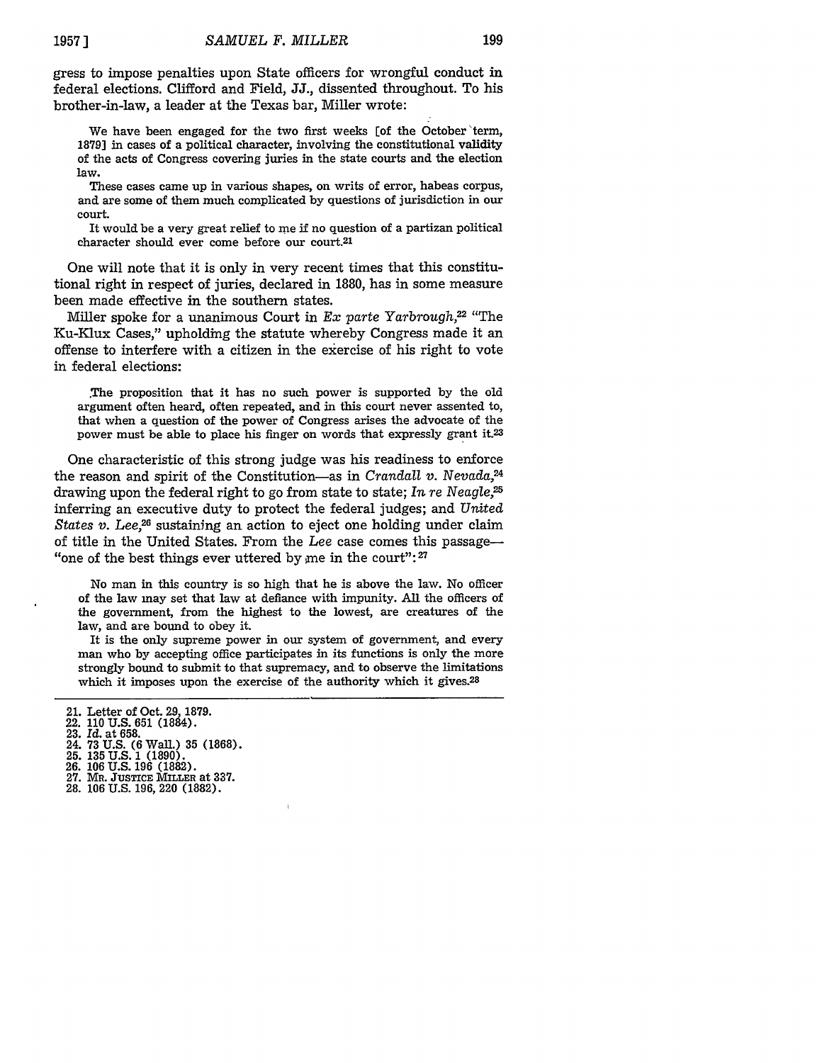gress to impose penalties upon State officers for wrongful conduct in federal elections. Clifford and Field, JJ., dissented throughout. To his brother-in-law, a leader at the Texas bar, Miller wrote:

> We have been engaged for the two first weeks [of the October term, 1879] in cases of a political character, involving the constitutional validity of the acts of Congress covering juries in the state courts and the election law.
>
> These cases came up in various shapes, on writs of error, habeas corpus, and are some of them much complicated by questions of jurisdiction in our court.
>
> It would be a very great relief to me if no question of a partizan political character should ever come before our court.[21]

One will note that it is only in very recent times that this constitutional right in respect of juries, declared in 1880, has in some measure been made effective in the southern states.

Miller spoke for a unanimous Court in *Ex parte Yarbrough*,[22] "The Ku-Klux Cases," upholding the statute whereby Congress made it an offense to interfere with a citizen in the exercise of his right to vote in federal elections:

> The proposition that it has no such power is supported by the old argument often heard, often repeated, and in this court never assented to, that when a question of the power of Congress arises the advocate of the power must be able to place his finger on words that expressly grant it.[23]

One characteristic of this strong judge was his readiness to enforce the reason and spirit of the Constitution—as in *Crandall v. Nevada*,[24] drawing upon the federal right to go from state to state; *In re Neagle*,[25] inferring an executive duty to protect the federal judges; and *United States v. Lee*,[26] sustaining an action to eject one holding under claim of title in the United States. From the *Lee* case comes this passage—"one of the best things ever uttered by me in the court":[27]

> No man in this country is so high that he is above the law. No officer of the law may set that law at defiance with impunity. All the officers of the government, from the highest to the lowest, are creatures of the law, and are bound to obey it.
>
> It is the only supreme power in our system of government, and every man who by accepting office participates in its functions is only the more strongly bound to submit to that supremacy, and to observe the limitations which it imposes upon the exercise of the authority which it gives.[28]

---

21. Letter of Oct. 29, 1879.
22. 110 U.S. 651 (1884).
23. *Id.* at 658.
24. 73 U.S. (6 Wall.) 35 (1868).
25. 135 U.S. 1 (1890).
26. 106 U.S. 196 (1882).
27. Mr. Justice Miller at 337.
28. 106 U.S. 196, 220 (1882).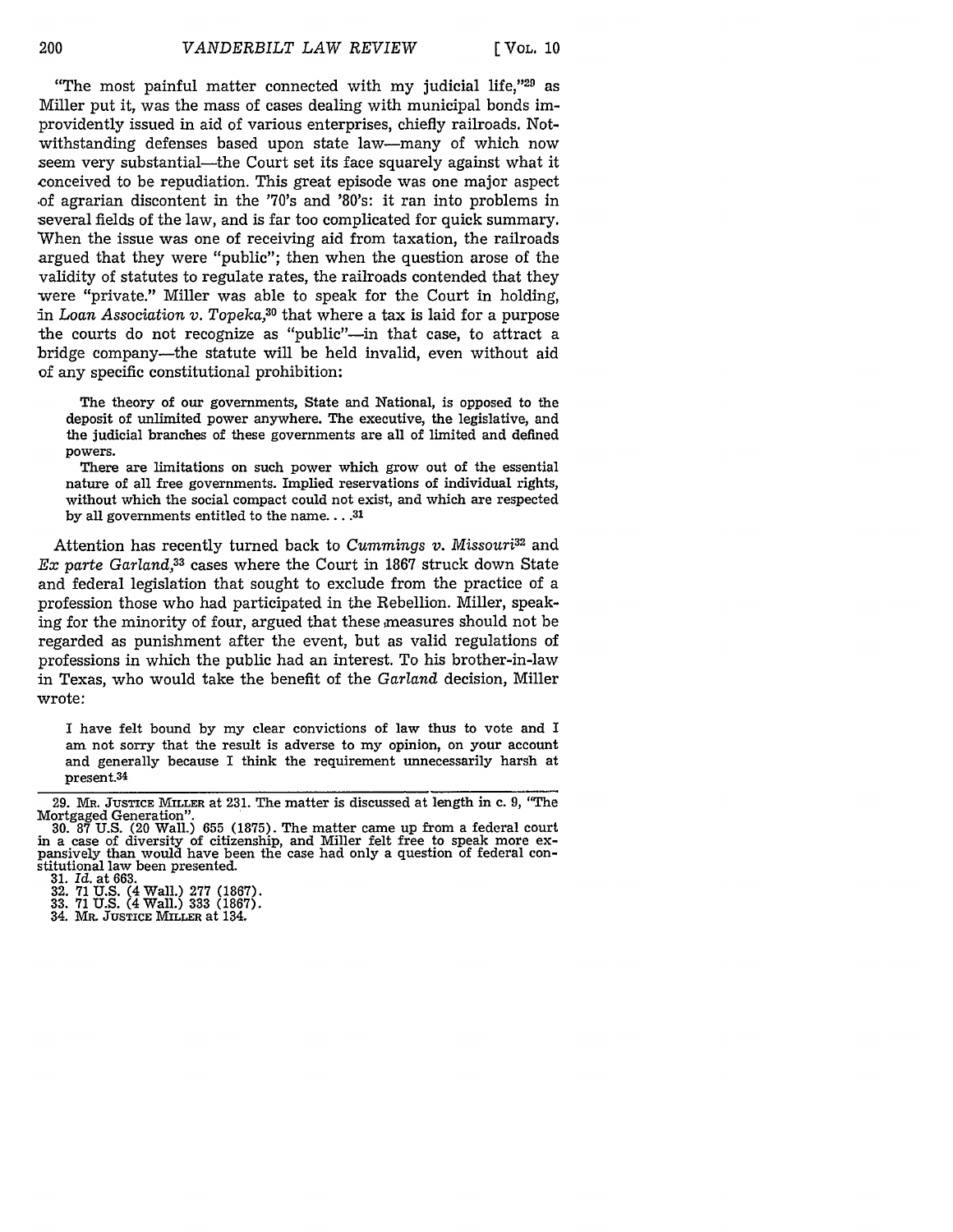"The most painful matter connected with my judicial life,"[29] as Miller put it, was the mass of cases dealing with municipal bonds improvidently issued in aid of various enterprises, chiefly railroads. Notwithstanding defenses based upon state law—many of which now seem very substantial—the Court set its face squarely against what it conceived to be repudiation. This great episode was one major aspect of agrarian discontent in the '70's and '80's: it ran into problems in several fields of the law, and is far too complicated for quick summary. When the issue was one of receiving aid from taxation, the railroads argued that they were "public"; then when the question arose of the validity of statutes to regulate rates, the railroads contended that they were "private." Miller was able to speak for the Court in holding, in *Loan Association v. Topeka*,[30] that where a tax is laid for a purpose the courts do not recognize as "public"—in that case, to attract a bridge company—the statute will be held invalid, even without aid of any specific constitutional prohibition:

> The theory of our governments, State and National, is opposed to the deposit of unlimited power anywhere. The executive, the legislative, and the judicial branches of these governments are all of limited and defined powers.
>
> There are limitations on such power which grow out of the essential nature of all free governments. Implied reservations of individual rights, without which the social compact could not exist, and which are respected by all governments entitled to the name. . . .[31]

Attention has recently turned back to *Cummings v. Missouri*[32] and *Ex parte Garland*,[33] cases where the Court in 1867 struck down State and federal legislation that sought to exclude from the practice of a profession those who had participated in the Rebellion. Miller, speaking for the minority of four, argued that these measures should not be regarded as punishment after the event, but as valid regulations of professions in which the public had an interest. To his brother-in-law in Texas, who would take the benefit of the *Garland* decision, Miller wrote:

> I have felt bound by my clear convictions of law thus to vote and I am not sorry that the result is adverse to my opinion, on your account and generally because I think the requirement unnecessarily harsh at present.[34]

---

29. MR. JUSTICE MILLER at 231. The matter is discussed at length in c. 9, "The Mortgaged Generation".

30. 87 U.S. (20 Wall.) 655 (1875). The matter came up from a federal court in a case of diversity of citizenship, and Miller felt free to speak more expansively than would have been the case had only a question of federal constitutional law been presented.

31. *Id.* at 663.

32. 71 U.S. (4 Wall.) 277 (1867).

33. 71 U.S. (4 Wall.) 333 (1867).

34. MR. JUSTICE MILLER at 134.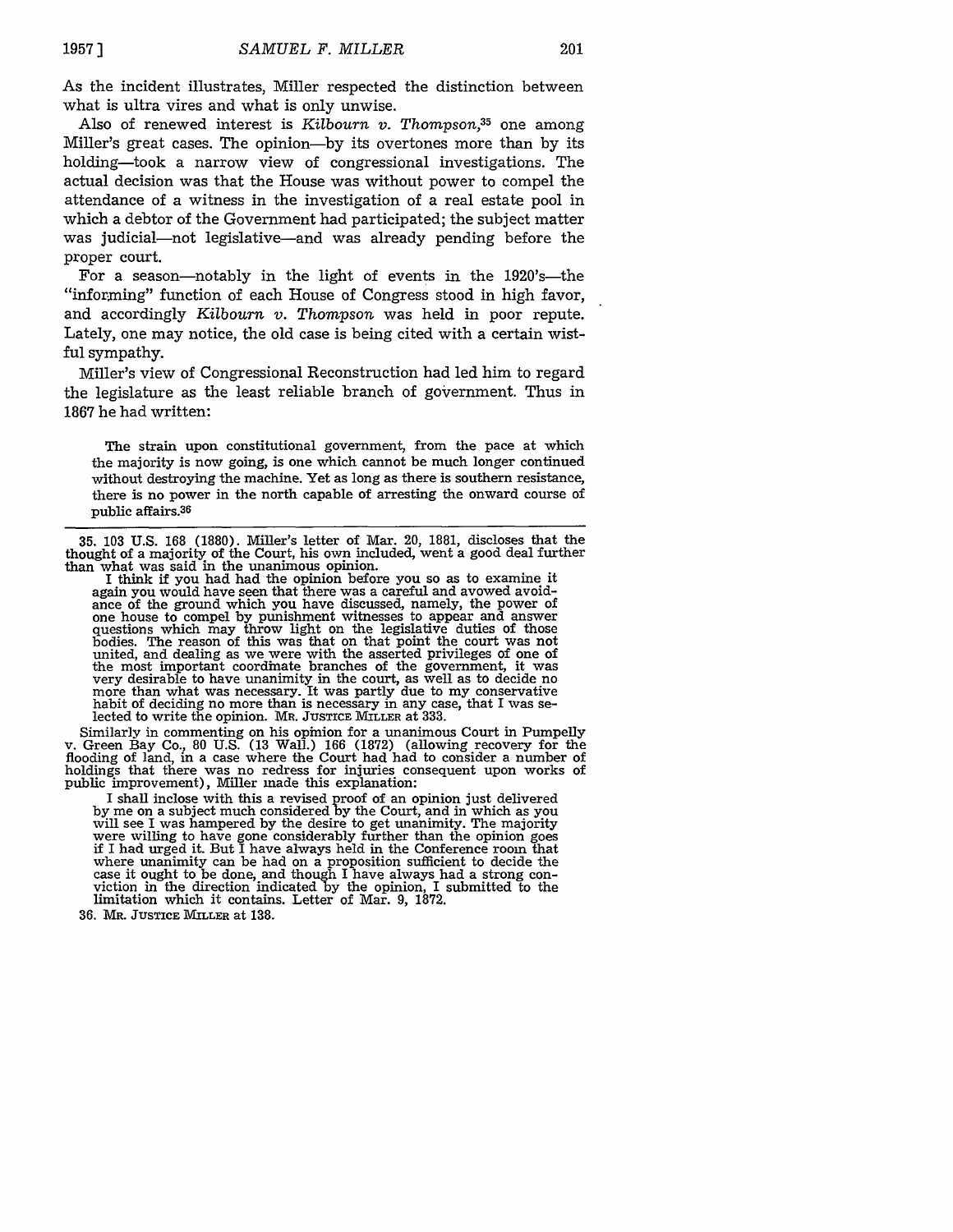As the incident illustrates, Miller respected the distinction between what is ultra vires and what is only unwise.

Also of renewed interest is *Kilbourn v. Thompson*,[35] one among Miller's great cases. The opinion—by its overtones more than by its holding—took a narrow view of congressional investigations. The actual decision was that the House was without power to compel the attendance of a witness in the investigation of a real estate pool in which a debtor of the Government had participated; the subject matter was judicial—not legislative—and was already pending before the proper court.

For a season—notably in the light of events in the 1920's—the "informing" function of each House of Congress stood in high favor, and accordingly *Kilbourn v. Thompson* was held in poor repute. Lately, one may notice, the old case is being cited with a certain wistful sympathy.

Miller's view of Congressional Reconstruction had led him to regard the legislature as the least reliable branch of government. Thus in 1867 he had written:

> The strain upon constitutional government, from the pace at which the majority is now going, is one which cannot be much longer continued without destroying the machine. Yet as long as there is southern resistance, there is no power in the north capable of arresting the onward course of public affairs.[36]

---

35. 103 U.S. 168 (1880). Miller's letter of Mar. 20, 1881, discloses that the thought of a majority of the Court, his own included, went a good deal further than what was said in the unanimous opinion.

> I think if you had had the opinion before you so as to examine it again you would have seen that there was a careful and avowed avoidance of the ground which you have discussed, namely, the power of one house to compel by punishment witnesses to appear and answer questions which may throw light on the legislative duties of those bodies. The reason of this was that on that point the court was not united, and dealing as we were with the asserted privileges of one of the most important coordinate branches of the government, it was very desirable to have unanimity in the court, as well as to decide no more than what was necessary. It was partly due to my conservative habit of deciding no more than is necessary in any case, that I was selected to write the opinion. MR. JUSTICE MILLER at 333.

Similarly in commenting on his opinion for a unanimous Court in Pumpelly v. Green Bay Co., 80 U.S. (13 Wall.) 166 (1872) (allowing recovery for the flooding of land, in a case where the Court had had to consider a number of holdings that there was no redress for injuries consequent upon works of public improvement), Miller made this explanation:

> I shall inclose with this a revised proof of an opinion just delivered by me on a subject much considered by the Court, and in which as you will see I was hampered by the desire to get unanimity. The majority were willing to have gone considerably further than the opinion goes if I had urged it. But I have always held in the Conference room that where unanimity can be had on a proposition sufficient to decide the case it ought to be done, and though I have always had a strong conviction in the direction indicated by the opinion, I submitted to the limitation which it contains. Letter of Mar. 9, 1872.

36. MR. JUSTICE MILLER at 138.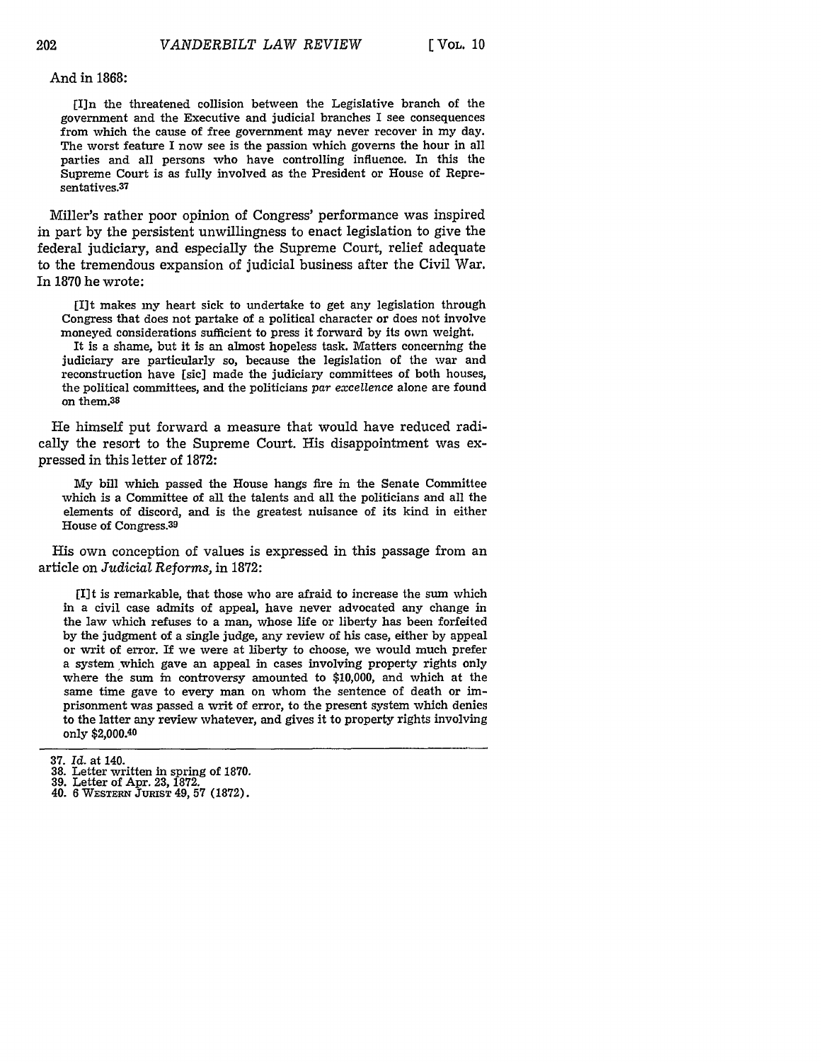And in 1868:

> [I]n the threatened collision between the Legislative branch of the government and the Executive and judicial branches I see consequences from which the cause of free government may never recover in my day. The worst feature I now see is the passion which governs the hour in all parties and all persons who have controlling influence. In this the Supreme Court is as fully involved as the President or House of Representatives.[37]

Miller's rather poor opinion of Congress' performance was inspired in part by the persistent unwillingness to enact legislation to give the federal judiciary, and especially the Supreme Court, relief adequate to the tremendous expansion of judicial business after the Civil War. In 1870 he wrote:

> [I]t makes my heart sick to undertake to get any legislation through Congress that does not partake of a political character or does not involve moneyed considerations sufficient to press it forward by its own weight.
>
> It is a shame, but it is an almost hopeless task. Matters concerning the judiciary are particularly so, because the legislation of the war and reconstruction have [sic] made the judiciary committees of both houses, the political committees, and the politicians *par excellence* alone are found on them.[38]

He himself put forward a measure that would have reduced radically the resort to the Supreme Court. His disappointment was expressed in this letter of 1872:

> My bill which passed the House hangs fire in the Senate Committee which is a Committee of all the talents and all the politicians and all the elements of discord, and is the greatest nuisance of its kind in either House of Congress.[39]

His own conception of values is expressed in this passage from an article on *Judicial Reforms,* in 1872:

> [I]t is remarkable, that those who are afraid to increase the sum which in a civil case admits of appeal, have never advocated any change in the law which refuses to a man, whose life or liberty has been forfeited by the judgment of a single judge, any review of his case, either by appeal or writ of error. If we were at liberty to choose, we would much prefer a system which gave an appeal in cases involving property rights only where the sum in controversy amounted to $10,000, and which at the same time gave to every man on whom the sentence of death or imprisonment was passed a writ of error, to the present system which denies to the latter any review whatever, and gives it to property rights involving only $2,000.[40]

---

37. *Id.* at 140.
38. Letter written in spring of 1870.
39. Letter of Apr. 23, 1872.
40. 6 WESTERN JURIST 49, 57 (1872).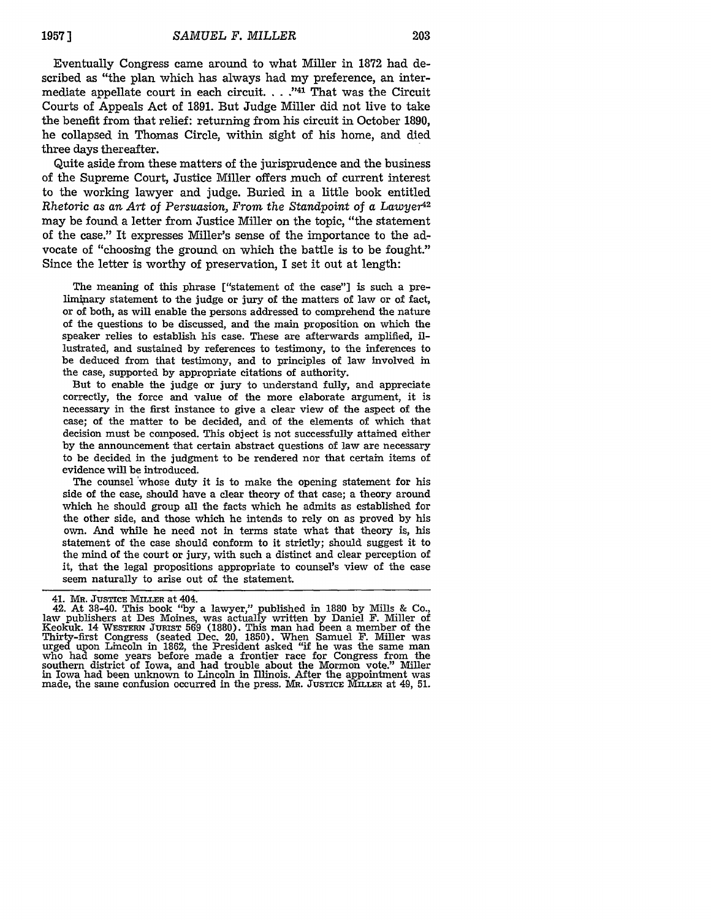Eventually Congress came around to what Miller in 1872 had described as "the plan which has always had my preference, an intermediate appellate court in each circuit. . . ."[41] That was the Circuit Courts of Appeals Act of 1891. But Judge Miller did not live to take the benefit from that relief: returning from his circuit in October 1890, he collapsed in Thomas Circle, within sight of his home, and died three days thereafter.

Quite aside from these matters of the jurisprudence and the business of the Supreme Court, Justice Miller offers much of current interest to the working lawyer and judge. Buried in a little book entitled *Rhetoric as an Art of Persuasion, From the Standpoint of a Lawyer*[42] may be found a letter from Justice Miller on the topic, "the statement of the case." It expresses Miller's sense of the importance to the advocate of "choosing the ground on which the battle is to be fought." Since the letter is worthy of preservation, I set it out at length:

> The meaning of this phrase ["statement of the case"] is such a preliminary statement to the judge or jury of the matters of law or of fact, or of both, as will enable the persons addressed to comprehend the nature of the questions to be discussed, and the main proposition on which the speaker relies to establish his case. These are afterwards amplified, illustrated, and sustained by references to testimony, to the inferences to be deduced from that testimony, and to principles of law involved in the case, supported by appropriate citations of authority.
>
> But to enable the judge or jury to understand fully, and appreciate correctly, the force and value of the more elaborate argument, it is necessary in the first instance to give a clear view of the aspect of the case; of the matter to be decided, and of the elements of which that decision must be composed. This object is not successfully attained either by the announcement that certain abstract questions of law are necessary to be decided in the judgment to be rendered nor that certain items of evidence will be introduced.
>
> The counsel whose duty it is to make the opening statement for his side of the case, should have a clear theory of that case; a theory around which he should group all the facts which he admits as established for the other side, and those which he intends to rely on as proved by his own. And while he need not in terms state what that theory is, his statement of the case should conform to it strictly; should suggest it to the mind of the court or jury, with such a distinct and clear perception of it, that the legal propositions appropriate to counsel's view of the case seem naturally to arise out of the statement.

---

41. MR. JUSTICE MILLER at 404.

42. At 38-40. This book "by a lawyer," published in 1880 by Mills & Co., law publishers at Des Moines, was actually written by Daniel F. Miller of Keokuk. 14 WESTERN JURIST 569 (1880). This man had been a member of the Thirty-first Congress (seated Dec. 20, 1850). When Samuel F. Miller was urged upon Lincoln in 1862, the President asked "if he was the same man who had some years before made a frontier race for Congress from the southern district of Iowa, and had trouble about the Mormon vote." Miller in Iowa had been unknown to Lincoln in Illinois. After the appointment was made, the same confusion occurred in the press. MR. JUSTICE MILLER at 49, 51.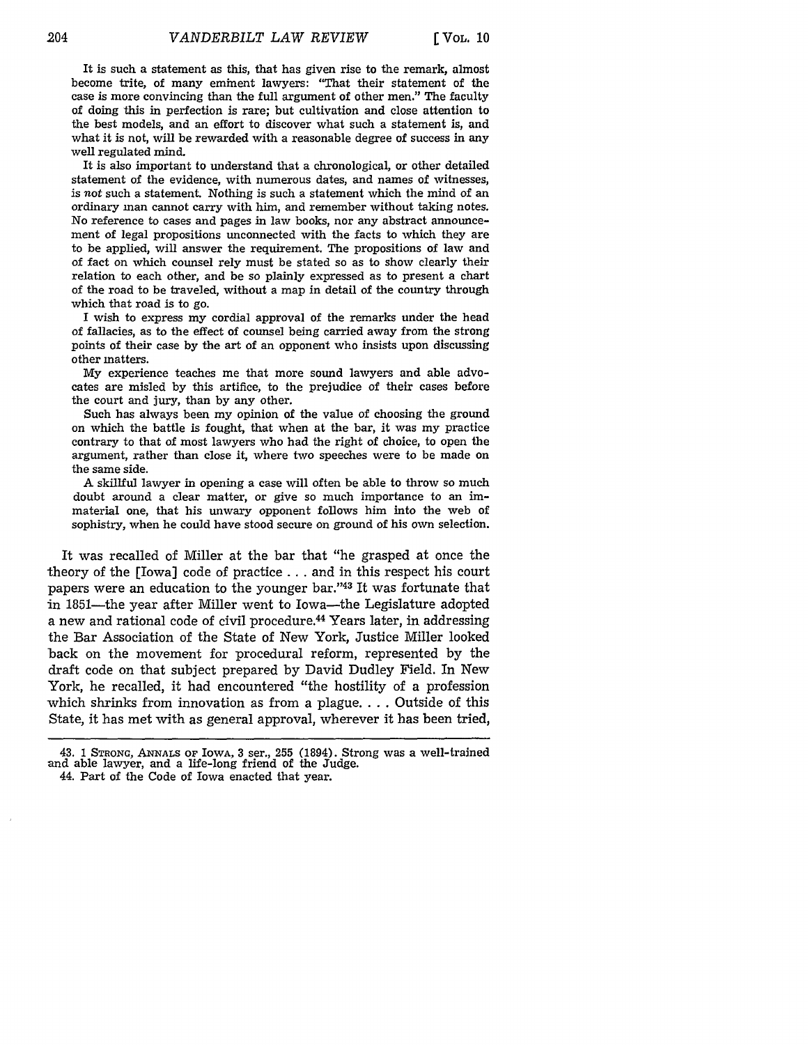It is such a statement as this, that has given rise to the remark, almost become trite, of many eminent lawyers: "That their statement of the case is more convincing than the full argument of other men." The faculty of doing this in perfection is rare; but cultivation and close attention to the best models, and an effort to discover what such a statement is, and what it is not, will be rewarded with a reasonable degree of success in any well regulated mind.

It is also important to understand that a chronological, or other detailed statement of the evidence, with numerous dates, and names of witnesses, is *not* such a statement. Nothing is such a statement which the mind of an ordinary man cannot carry with him, and remember without taking notes. No reference to cases and pages in law books, nor any abstract announcement of legal propositions unconnected with the facts to which they are to be applied, will answer the requirement. The propositions of law and of fact on which counsel rely must be stated so as to show clearly their relation to each other, and be so plainly expressed as to present a chart of the road to be traveled, without a map in detail of the country through which that road is to go.

I wish to express my cordial approval of the remarks under the head of fallacies, as to the effect of counsel being carried away from the strong points of their case by the art of an opponent who insists upon discussing other matters.

My experience teaches me that more sound lawyers and able advocates are misled by this artifice, to the prejudice of their cases before the court and jury, than by any other.

Such has always been my opinion of the value of choosing the ground on which the battle is fought, that when at the bar, it was my practice contrary to that of most lawyers who had the right of choice, to open the argument, rather than close it, where two speeches were to be made on the same side.

A skillful lawyer in opening a case will often be able to throw so much doubt around a clear matter, or give so much importance to an immaterial one, that his unwary opponent follows him into the web of sophistry, when he could have stood secure on ground of his own selection.

It was recalled of Miller at the bar that "he grasped at once the theory of the [Iowa] code of practice . . . and in this respect his court papers were an education to the younger bar."[43] It was fortunate that in 1851—the year after Miller went to Iowa—the Legislature adopted a new and rational code of civil procedure.[44] Years later, in addressing the Bar Association of the State of New York, Justice Miller looked back on the movement for procedural reform, represented by the draft code on that subject prepared by David Dudley Field. In New York, he recalled, it had encountered "the hostility of a profession which shrinks from innovation as from a plague. . . . Outside of this State, it has met with as general approval, wherever it has been tried,

---

43. 1 Strong, Annals of Iowa, 3 ser., 255 (1894). Strong was a well-trained and able lawyer, and a life-long friend of the Judge.

44. Part of the Code of Iowa enacted that year.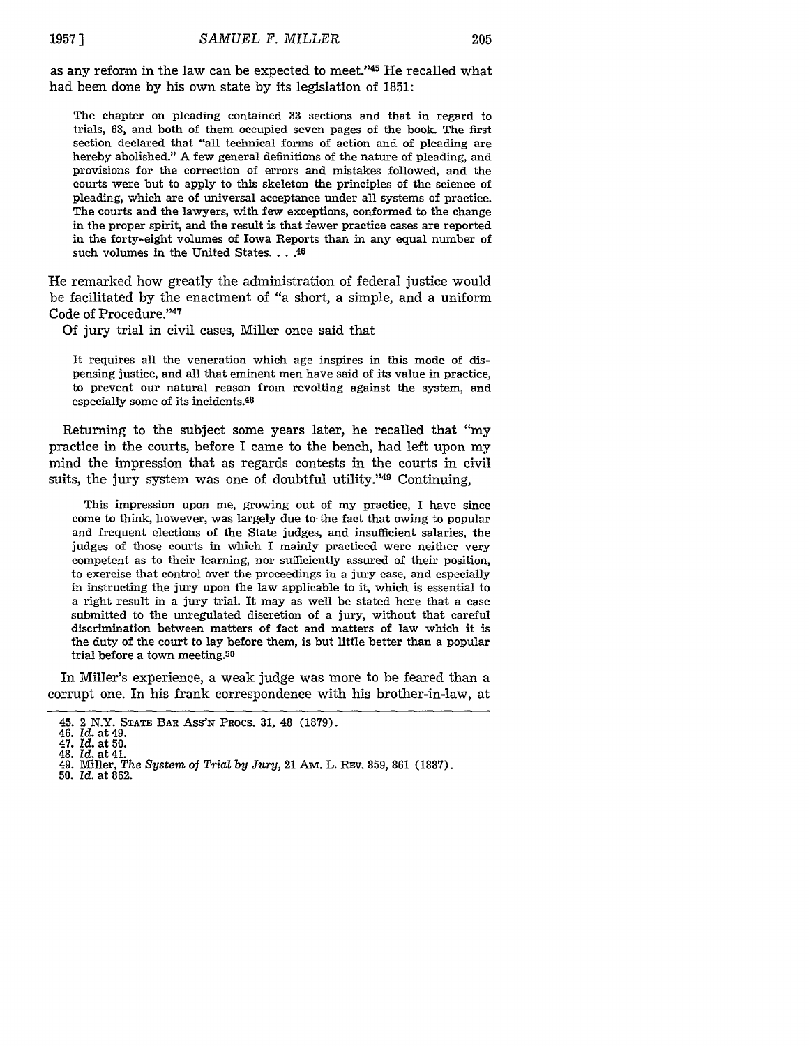as any reform in the law can be expected to meet."[45] He recalled what had been done by his own state by its legislation of 1851:

> The chapter on pleading contained 33 sections and that in regard to trials, 63, and both of them occupied seven pages of the book. The first section declared that "all technical forms of action and of pleading are hereby abolished." A few general definitions of the nature of pleading, and provisions for the correction of errors and mistakes followed, and the courts were but to apply to this skeleton the principles of the science of pleading, which are of universal acceptance under all systems of practice. The courts and the lawyers, with few exceptions, conformed to the change in the proper spirit, and the result is that fewer practice cases are reported in the forty-eight volumes of Iowa Reports than in any equal number of such volumes in the United States. . . .[46]

He remarked how greatly the administration of federal justice would be facilitated by the enactment of "a short, a simple, and a uniform Code of Procedure."[47]

Of jury trial in civil cases, Miller once said that

> It requires all the veneration which age inspires in this mode of dispensing justice, and all that eminent men have said of its value in practice, to prevent our natural reason from revolting against the system, and especially some of its incidents.[48]

Returning to the subject some years later, he recalled that "my practice in the courts, before I came to the bench, had left upon my mind the impression that as regards contests in the courts in civil suits, the jury system was one of doubtful utility."[49] Continuing,

> This impression upon me, growing out of my practice, I have since come to think, however, was largely due to the fact that owing to popular and frequent elections of the State judges, and insufficient salaries, the judges of those courts in which I mainly practiced were neither very competent as to their learning, nor sufficiently assured of their position, to exercise that control over the proceedings in a jury case, and especially in instructing the jury upon the law applicable to it, which is essential to a right result in a jury trial. It may as well be stated here that a case submitted to the unregulated discretion of a jury, without that careful discrimination between matters of fact and matters of law which it is the duty of the court to lay before them, is but little better than a popular trial before a town meeting.[50]

In Miller's experience, a weak judge was more to be feared than a corrupt one. In his frank correspondence with his brother-in-law, at

---

45. 2 N.Y. State Bar Ass'n Procs. 31, 48 (1879).
46. *Id.* at 49.
47. *Id.* at 50.
48. *Id.* at 41.
49. Miller, *The System of Trial by Jury*, 21 Am. L. Rev. 859, 861 (1887).
50. *Id.* at 862.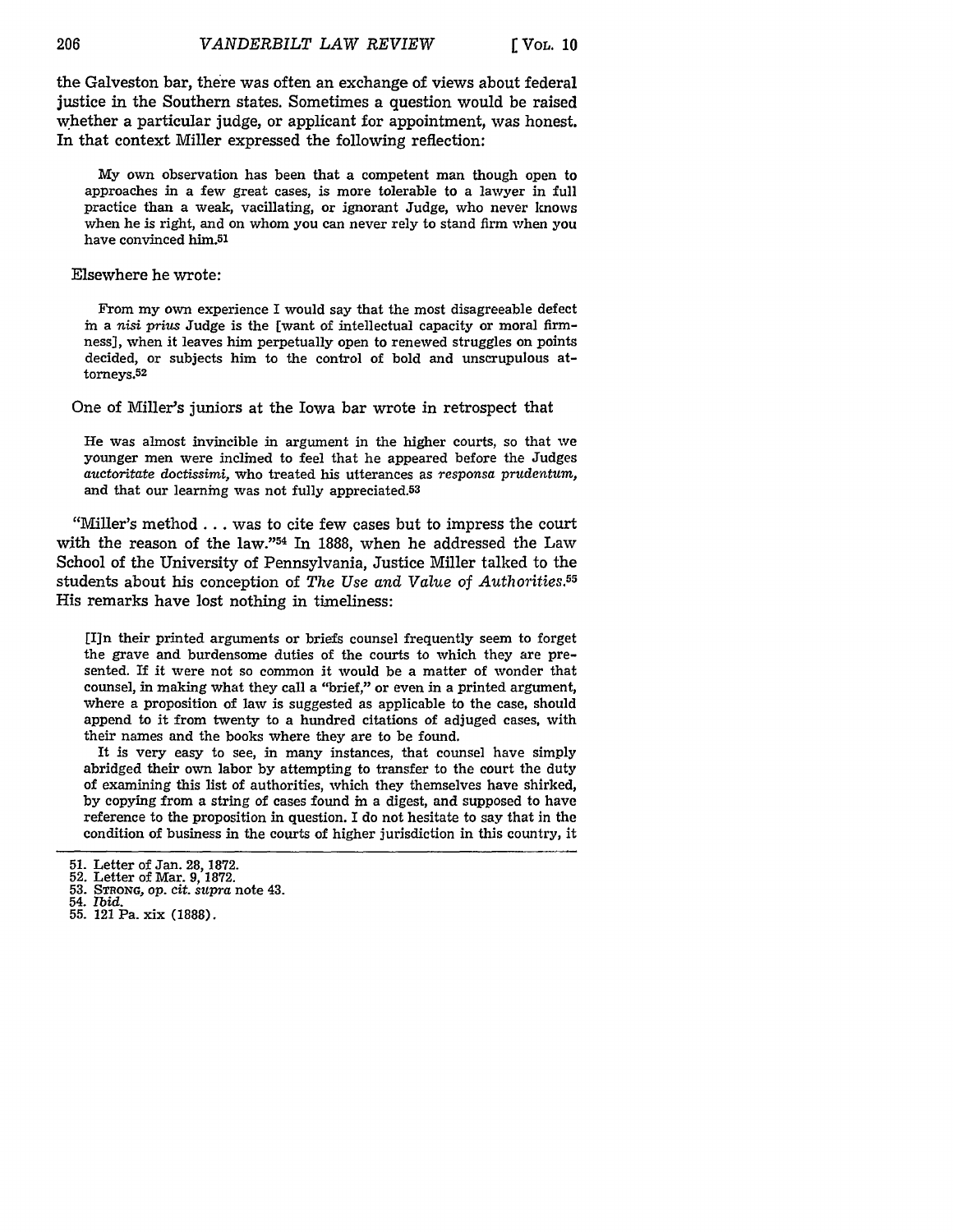the Galveston bar, there was often an exchange of views about federal justice in the Southern states. Sometimes a question would be raised whether a particular judge, or applicant for appointment, was honest. In that context Miller expressed the following reflection:

> My own observation has been that a competent man though open to approaches in a few great cases, is more tolerable to a lawyer in full practice than a weak, vacillating, or ignorant Judge, who never knows when he is right, and on whom you can never rely to stand firm when you have convinced him.[51]

Elsewhere he wrote:

> From my own experience I would say that the most disagreeable defect in a *nisi prius* Judge is the [want of intellectual capacity or moral firmness], when it leaves him perpetually open to renewed struggles on points decided, or subjects him to the control of bold and unscrupulous attorneys.[52]

One of Miller's juniors at the Iowa bar wrote in retrospect that

> He was almost invincible in argument in the higher courts, so that we younger men were inclined to feel that he appeared before the Judges *auctoritate doctissimi,* who treated his utterances as *responsa prudentum,* and that our learning was not fully appreciated.[53]

"Miller's method . . . was to cite few cases but to impress the court with the reason of the law."[54] In 1888, when he addressed the Law School of the University of Pennsylvania, Justice Miller talked to the students about his conception of *The Use and Value of Authorities.*[55] His remarks have lost nothing in timeliness:

> [I]n their printed arguments or briefs counsel frequently seem to forget the grave and burdensome duties of the courts to which they are presented. If it were not so common it would be a matter of wonder that counsel, in making what they call a "brief," or even in a printed argument, where a proposition of law is suggested as applicable to the case, should append to it from twenty to a hundred citations of adjuged cases, with their names and the books where they are to be found.
>
> It is very easy to see, in many instances, that counsel have simply abridged their own labor by attempting to transfer to the court the duty of examining this list of authorities, which they themselves have shirked, by copying from a string of cases found in a digest, and supposed to have reference to the proposition in question. I do not hesitate to say that in the condition of business in the courts of higher jurisdiction in this country, it

---

51. Letter of Jan. 28, 1872.
52. Letter of Mar. 9, 1872.
53. STRONG, *op. cit. supra* note 43.
54. *Ibid.*
55. 121 Pa. xix (1888).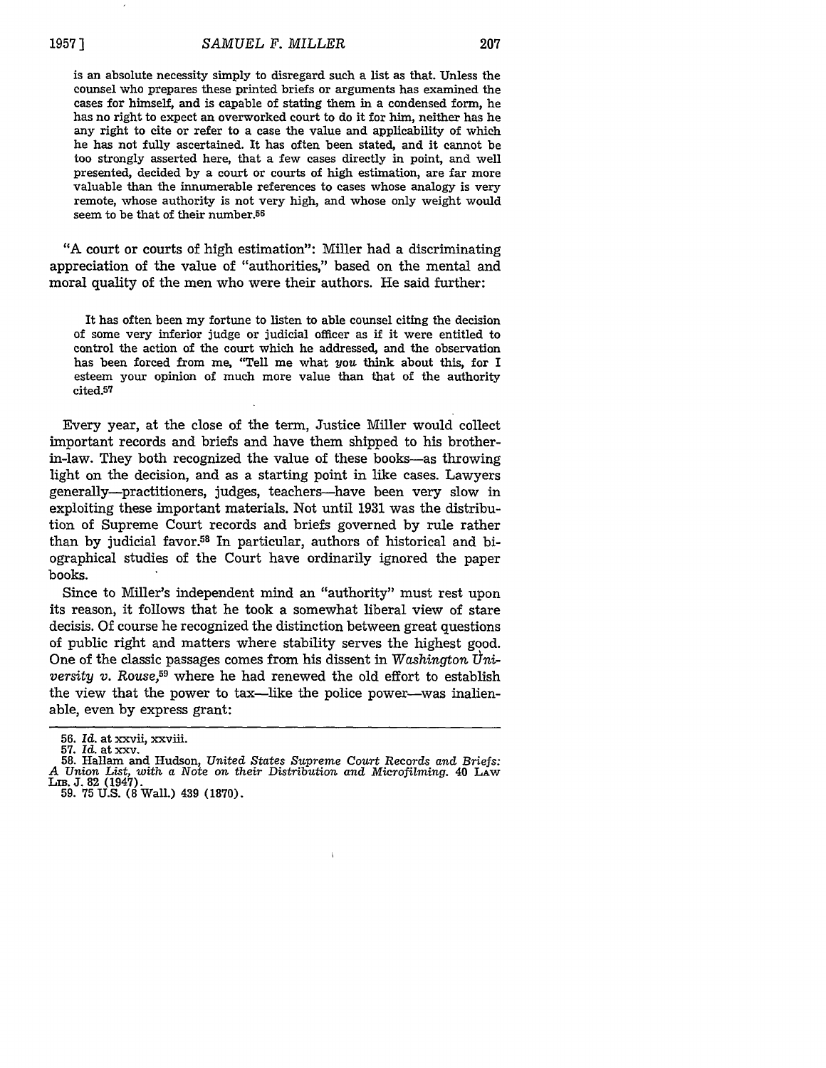is an absolute necessity simply to disregard such a list as that. Unless the counsel who prepares these printed briefs or arguments has examined the cases for himself, and is capable of stating them in a condensed form, he has no right to expect an overworked court to do it for him, neither has he any right to cite or refer to a case the value and applicability of which he has not fully ascertained. It has often been stated, and it cannot be too strongly asserted here, that a few cases directly in point, and well presented, decided by a court or courts of high estimation, are far more valuable than the innumerable references to cases whose analogy is very remote, whose authority is not very high, and whose only weight would seem to be that of their number.[56]

"A court or courts of high estimation": Miller had a discriminating appreciation of the value of "authorities," based on the mental and moral quality of the men who were their authors. He said further:

> It has often been my fortune to listen to able counsel citing the decision of some very inferior judge or judicial officer as if it were entitled to control the action of the court which he addressed, and the observation has been forced from me, "Tell me what *you* think about this, for I esteem your opinion of much more value than that of the authority cited.[57]

Every year, at the close of the term, Justice Miller would collect important records and briefs and have them shipped to his brother-in-law. They both recognized the value of these books—as throwing light on the decision, and as a starting point in like cases. Lawyers generally—practitioners, judges, teachers—have been very slow in exploiting these important materials. Not until 1931 was the distribution of Supreme Court records and briefs governed by rule rather than by judicial favor.[58] In particular, authors of historical and biographical studies of the Court have ordinarily ignored the paper books.

Since to Miller's independent mind an "authority" must rest upon its reason, it follows that he took a somewhat liberal view of stare decisis. Of course he recognized the distinction between great questions of public right and matters where stability serves the highest good. One of the classic passages comes from his dissent in *Washington University v. Rouse*,[59] where he had renewed the old effort to establish the view that the power to tax—like the police power—was inalienable, even by express grant:

---

56. *Id.* at xxvii, xxviii.

57. *Id.* at xxv.

58. Hallam and Hudson, *United States Supreme Court Records and Briefs: A Union List, with a Note on their Distribution and Microfilming.* 40 LAW LIB. J. 82 (1947).

59. 75 U.S. (8 Wall.) 439 (1870).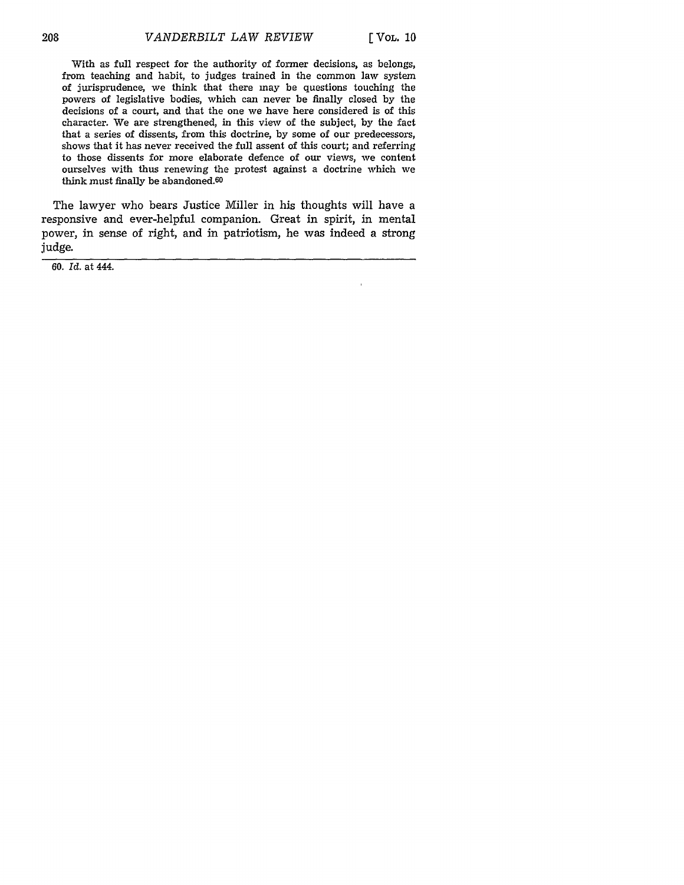> With as full respect for the authority of former decisions, as belongs, from teaching and habit, to judges trained in the common law system of jurisprudence, we think that there may be questions touching the powers of legislative bodies, which can never be finally closed by the decisions of a court, and that the one we have here considered is of this character. We are strengthened, in this view of the subject, by the fact that a series of dissents, from this doctrine, by some of our predecessors, shows that it has never received the full assent of this court; and referring to those dissents for more elaborate defence of our views, we content ourselves with thus renewing the protest against a doctrine which we think must finally be abandoned.[60]

The lawyer who bears Justice Miller in his thoughts will have a responsive and ever-helpful companion. Great in spirit, in mental power, in sense of right, and in patriotism, he was indeed a strong judge.

---

60. *Id.* at 444.